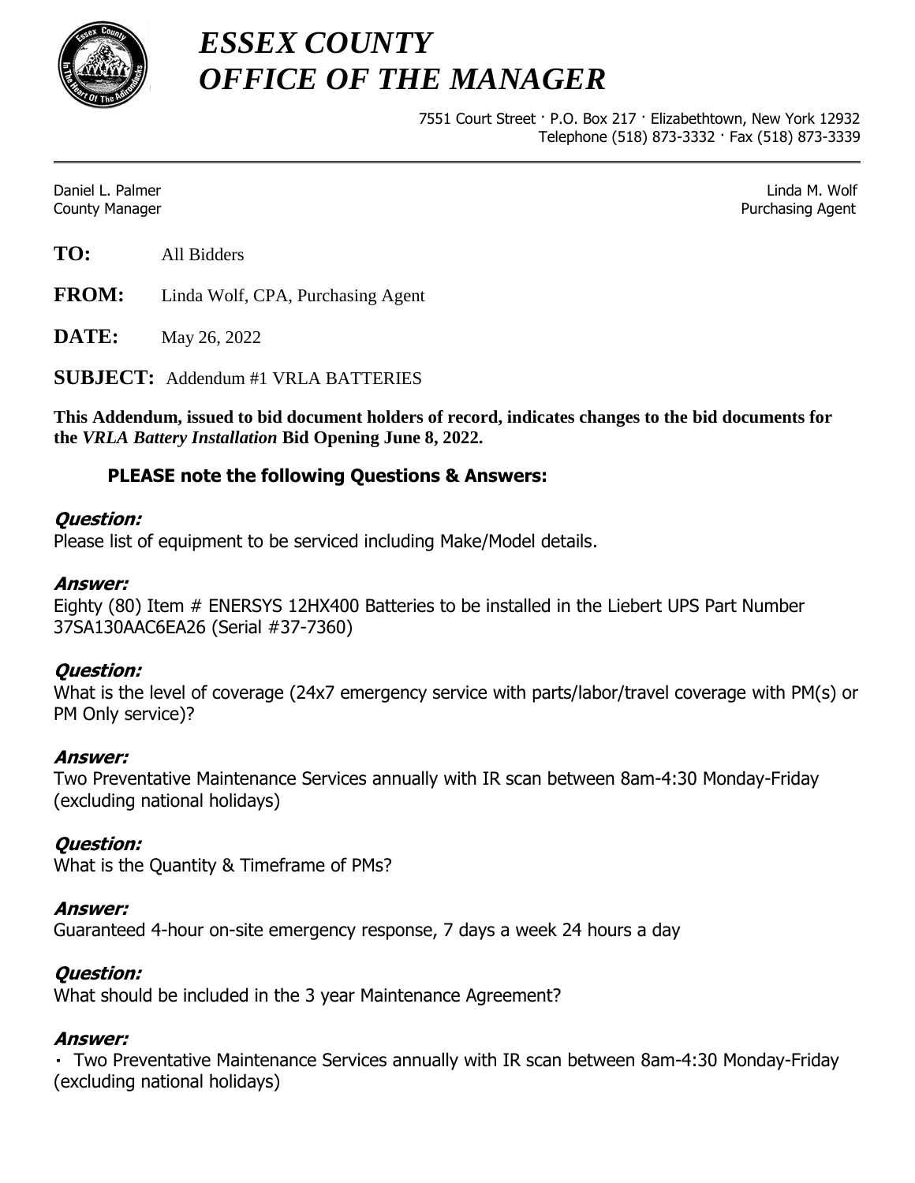# *ESSEX COUNTY*
# *OFFICE OF THE MANAGER*

7551 Court Street · P.O. Box 217 · Elizabethtown, New York 12932
Telephone (518) 873-3332 · Fax (518) 873-3339

Daniel L. Palmer
County Manager

Linda M. Wolf
Purchasing Agent

**TO:** All Bidders

**FROM:** Linda Wolf, CPA, Purchasing Agent

**DATE:** May 26, 2022

**SUBJECT:** Addendum #1 VRLA BATTERIES

**This Addendum, issued to bid document holders of record, indicates changes to the bid documents for the *VRLA Battery Installation* Bid Opening June 8, 2022.**

**PLEASE note the following Questions & Answers:**

***Question:***
Please list of equipment to be serviced including Make/Model details.

***Answer:***
Eighty (80) Item # ENERSYS 12HX400 Batteries to be installed in the Liebert UPS Part Number 37SA130AAC6EA26 (Serial #37-7360)

***Question:***
What is the level of coverage (24x7 emergency service with parts/labor/travel coverage with PM(s) or PM Only service)?

***Answer:***
Two Preventative Maintenance Services annually with IR scan between 8am-4:30 Monday-Friday (excluding national holidays)

***Question:***
What is the Quantity & Timeframe of PMs?

***Answer:***
Guaranteed 4-hour on-site emergency response, 7 days a week 24 hours a day

***Question:***
What should be included in the 3 year Maintenance Agreement?

***Answer:***
- Two Preventative Maintenance Services annually with IR scan between 8am-4:30 Monday-Friday (excluding national holidays)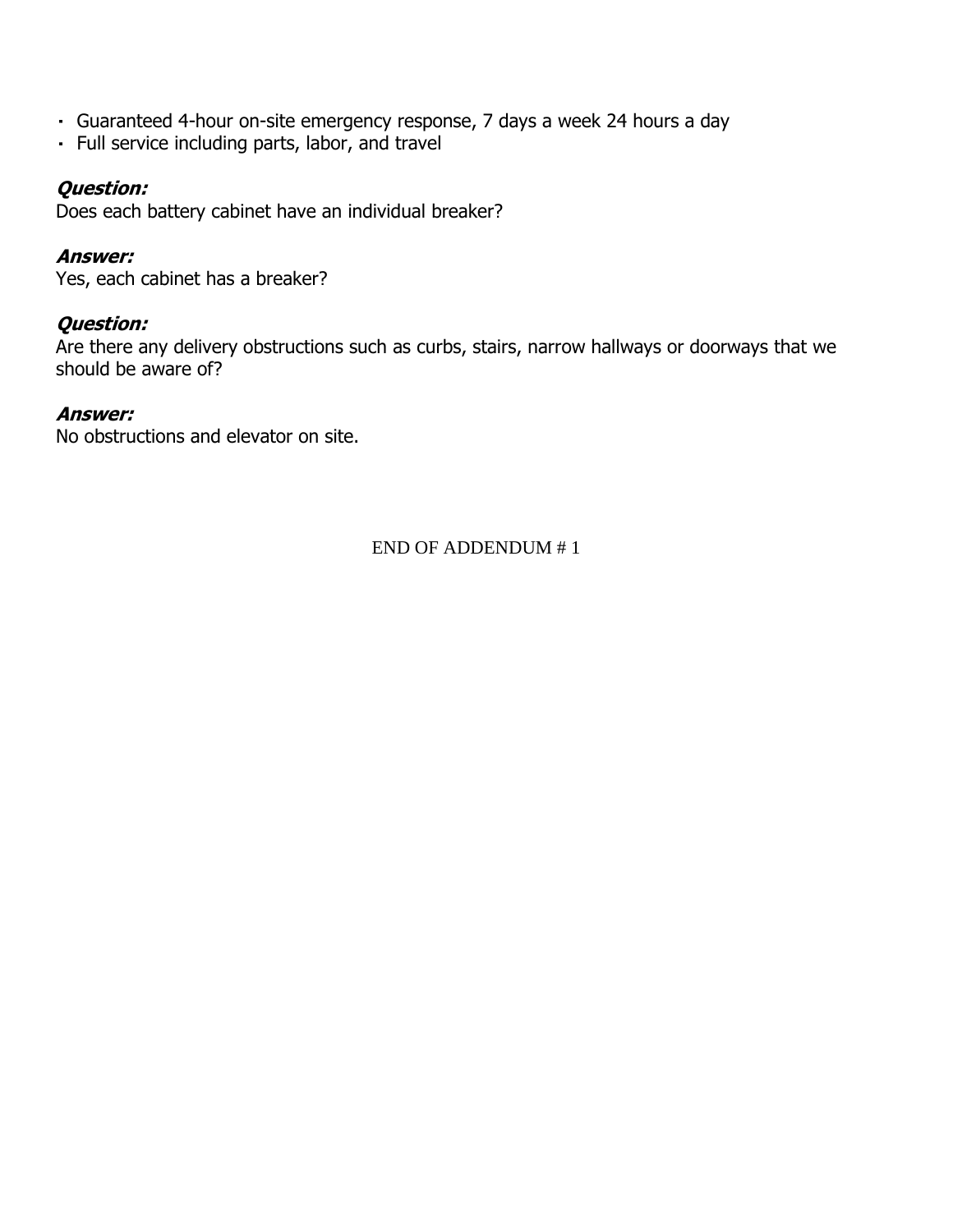- Guaranteed 4-hour on-site emergency response, 7 days a week 24 hours a day
- Full service including parts, labor, and travel

***Question:***
Does each battery cabinet have an individual breaker?

***Answer:***
Yes, each cabinet has a breaker?

***Question:***
Are there any delivery obstructions such as curbs, stairs, narrow hallways or doorways that we should be aware of?

***Answer:***
No obstructions and elevator on site.

END OF ADDENDUM # 1